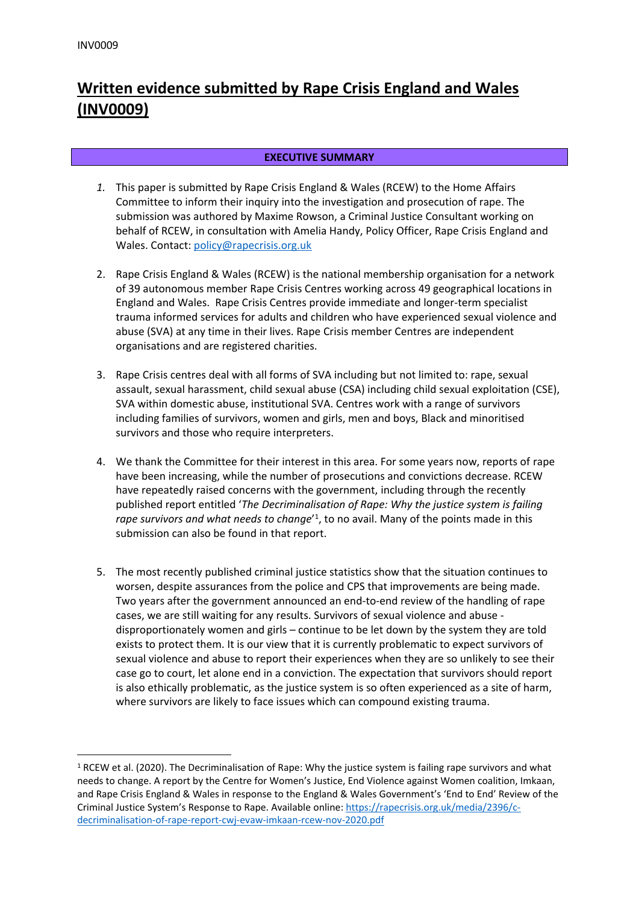INV0009

# Written evidence submitted by Rape Crisis England and Wales (INV0009)

## EXECUTIVE SUMMARY

1. This paper is submitted by Rape Crisis England & Wales (RCEW) to the Home Affairs Committee to inform their inquiry into the investigation and prosecution of rape. The submission was authored by Maxime Rowson, a Criminal Justice Consultant working on behalf of RCEW, in consultation with Amelia Handy, Policy Officer, Rape Crisis England and Wales. Contact: policy@rapecrisis.org.uk

2. Rape Crisis England & Wales (RCEW) is the national membership organisation for a network of 39 autonomous member Rape Crisis Centres working across 49 geographical locations in England and Wales. Rape Crisis Centres provide immediate and longer-term specialist trauma informed services for adults and children who have experienced sexual violence and abuse (SVA) at any time in their lives. Rape Crisis member Centres are independent organisations and are registered charities.

3. Rape Crisis centres deal with all forms of SVA including but not limited to: rape, sexual assault, sexual harassment, child sexual abuse (CSA) including child sexual exploitation (CSE), SVA within domestic abuse, institutional SVA. Centres work with a range of survivors including families of survivors, women and girls, men and boys, Black and minoritised survivors and those who require interpreters.

4. We thank the Committee for their interest in this area. For some years now, reports of rape have been increasing, while the number of prosecutions and convictions decrease. RCEW have repeatedly raised concerns with the government, including through the recently published report entitled '*The Decriminalisation of Rape: Why the justice system is failing rape survivors and what needs to change*'[1], to no avail. Many of the points made in this submission can also be found in that report.

5. The most recently published criminal justice statistics show that the situation continues to worsen, despite assurances from the police and CPS that improvements are being made. Two years after the government announced an end-to-end review of the handling of rape cases, we are still waiting for any results. Survivors of sexual violence and abuse - disproportionately women and girls – continue to be let down by the system they are told exists to protect them. It is our view that it is currently problematic to expect survivors of sexual violence and abuse to report their experiences when they are so unlikely to see their case go to court, let alone end in a conviction. The expectation that survivors should report is also ethically problematic, as the justice system is so often experienced as a site of harm, where survivors are likely to face issues which can compound existing trauma.

---

[1] RCEW et al. (2020). The Decriminalisation of Rape: Why the justice system is failing rape survivors and what needs to change. A report by the Centre for Women's Justice, End Violence against Women coalition, Imkaan, and Rape Crisis England & Wales in response to the England & Wales Government's 'End to End' Review of the Criminal Justice System's Response to Rape. Available online: https://rapecrisis.org.uk/media/2396/c-decriminalisation-of-rape-report-cwj-evaw-imkaan-rcew-nov-2020.pdf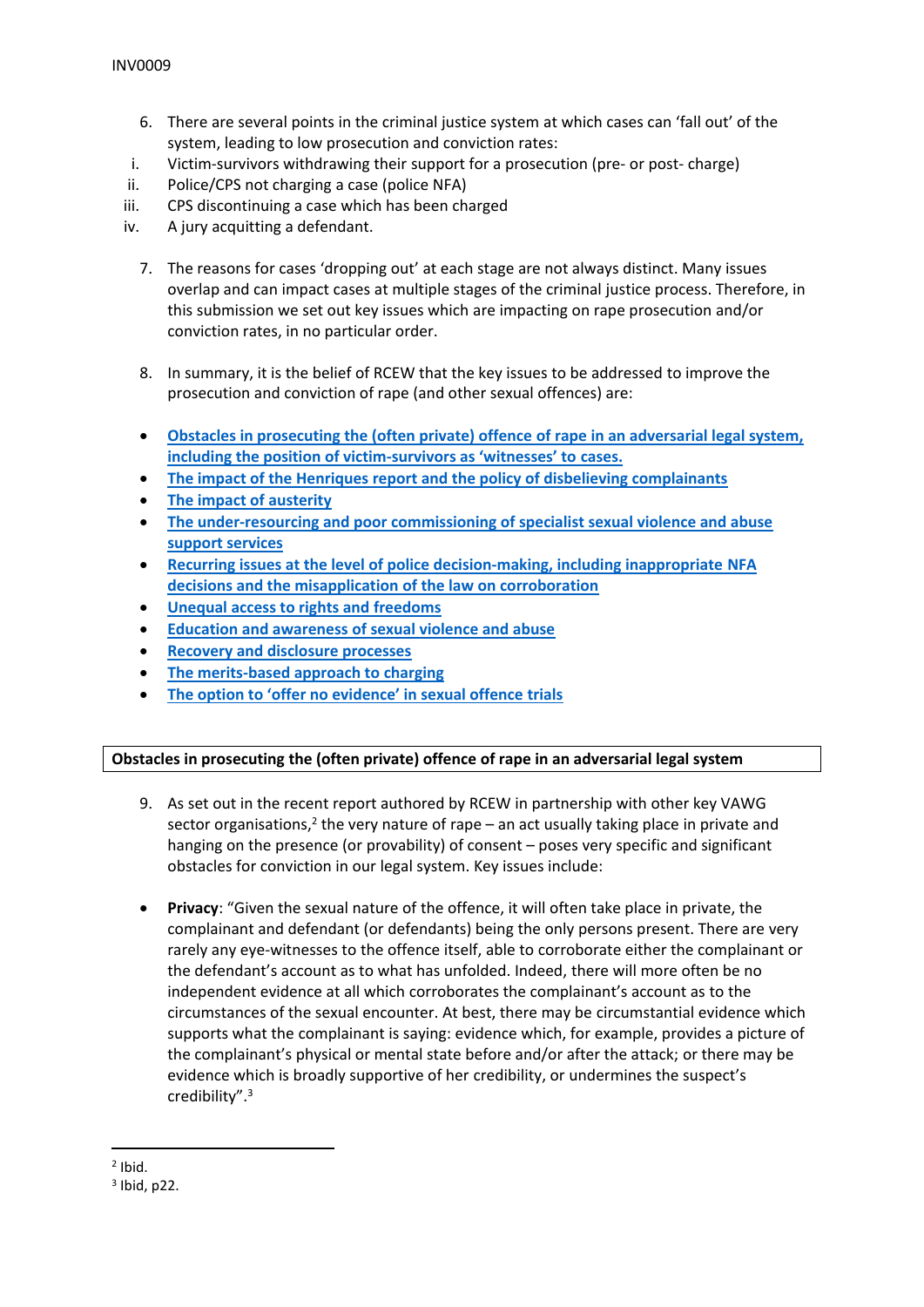6. There are several points in the criminal justice system at which cases can 'fall out' of the system, leading to low prosecution and conviction rates:

   i. Victim-survivors withdrawing their support for a prosecution (pre- or post- charge)
   ii. Police/CPS not charging a case (police NFA)
   iii. CPS discontinuing a case which has been charged
   iv. A jury acquitting a defendant.

7. The reasons for cases 'dropping out' at each stage are not always distinct. Many issues overlap and can impact cases at multiple stages of the criminal justice process. Therefore, in this submission we set out key issues which are impacting on rape prosecution and/or conviction rates, in no particular order.

8. In summary, it is the belief of RCEW that the key issues to be addressed to improve the prosecution and conviction of rape (and other sexual offences) are:

- Obstacles in prosecuting the (often private) offence of rape in an adversarial legal system, including the position of victim-survivors as 'witnesses' to cases.
- The impact of the Henriques report and the policy of disbelieving complainants
- The impact of austerity
- The under-resourcing and poor commissioning of specialist sexual violence and abuse support services
- Recurring issues at the level of police decision-making, including inappropriate NFA decisions and the misapplication of the law on corroboration
- Unequal access to rights and freedoms
- Education and awareness of sexual violence and abuse
- Recovery and disclosure processes
- The merits-based approach to charging
- The option to 'offer no evidence' in sexual offence trials

## Obstacles in prosecuting the (often private) offence of rape in an adversarial legal system

9. As set out in the recent report authored by RCEW in partnership with other key VAWG sector organisations,[2] the very nature of rape – an act usually taking place in private and hanging on the presence (or provability) of consent – poses very specific and significant obstacles for conviction in our legal system. Key issues include:

- **Privacy**: "Given the sexual nature of the offence, it will often take place in private, the complainant and defendant (or defendants) being the only persons present. There are very rarely any eye-witnesses to the offence itself, able to corroborate either the complainant or the defendant's account as to what has unfolded. Indeed, there will more often be no independent evidence at all which corroborates the complainant's account as to the circumstances of the sexual encounter. At best, there may be circumstantial evidence which supports what the complainant is saying: evidence which, for example, provides a picture of the complainant's physical or mental state before and/or after the attack; or there may be evidence which is broadly supportive of her credibility, or undermines the suspect's credibility".[3]

---

[2] Ibid.

[3] Ibid, p22.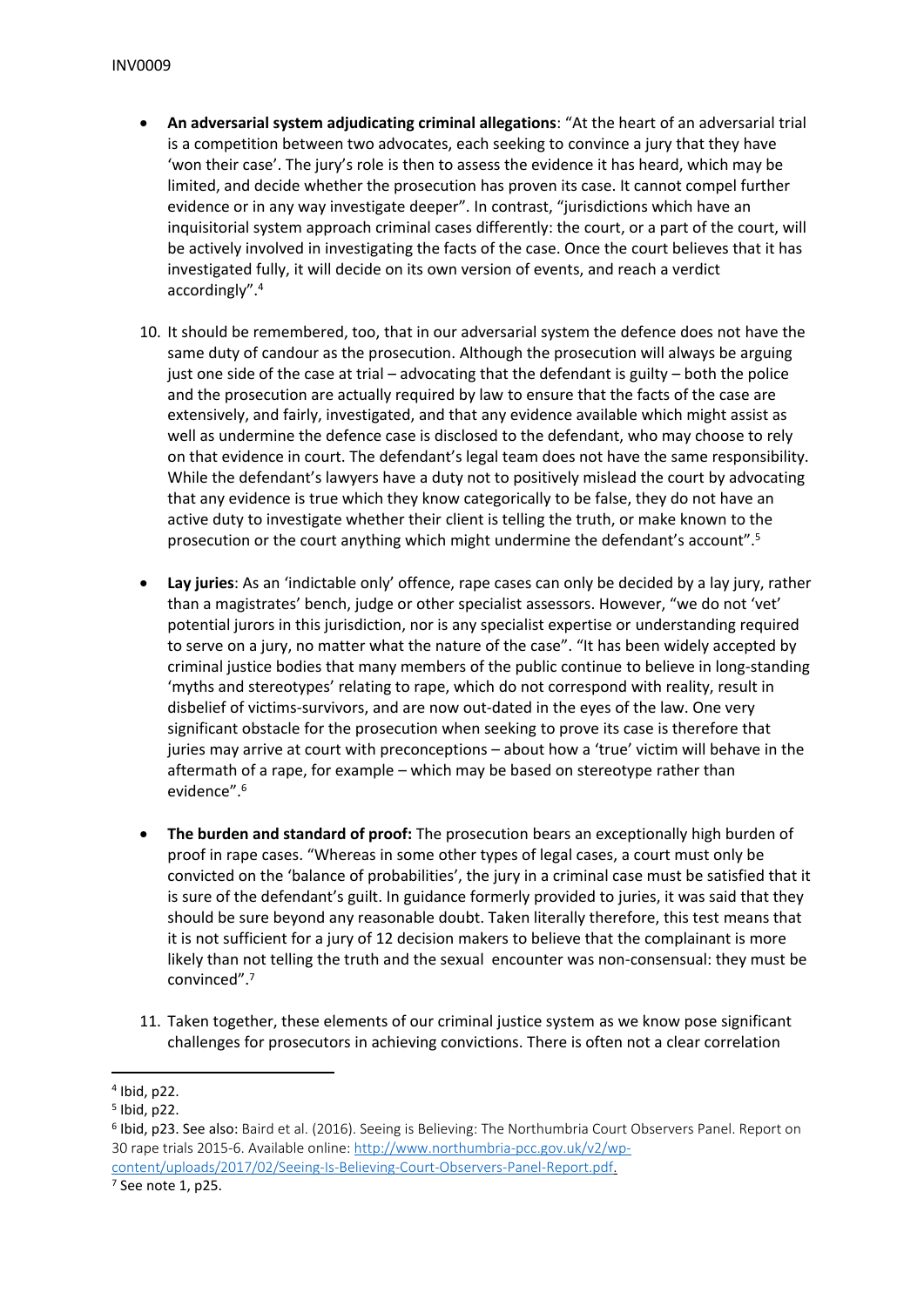- **An adversarial system adjudicating criminal allegations**: "At the heart of an adversarial trial is a competition between two advocates, each seeking to convince a jury that they have 'won their case'. The jury's role is then to assess the evidence it has heard, which may be limited, and decide whether the prosecution has proven its case. It cannot compel further evidence or in any way investigate deeper". In contrast, "jurisdictions which have an inquisitorial system approach criminal cases differently: the court, or a part of the court, will be actively involved in investigating the facts of the case. Once the court believes that it has investigated fully, it will decide on its own version of events, and reach a verdict accordingly".[4]

10. It should be remembered, too, that in our adversarial system the defence does not have the same duty of candour as the prosecution. Although the prosecution will always be arguing just one side of the case at trial – advocating that the defendant is guilty – both the police and the prosecution are actually required by law to ensure that the facts of the case are extensively, and fairly, investigated, and that any evidence available which might assist as well as undermine the defence case is disclosed to the defendant, who may choose to rely on that evidence in court. The defendant's legal team does not have the same responsibility. While the defendant's lawyers have a duty not to positively mislead the court by advocating that any evidence is true which they know categorically to be false, they do not have an active duty to investigate whether their client is telling the truth, or make known to the prosecution or the court anything which might undermine the defendant's account".[5]

- **Lay juries**: As an 'indictable only' offence, rape cases can only be decided by a lay jury, rather than a magistrates' bench, judge or other specialist assessors. However, "we do not 'vet' potential jurors in this jurisdiction, nor is any specialist expertise or understanding required to serve on a jury, no matter what the nature of the case". "It has been widely accepted by criminal justice bodies that many members of the public continue to believe in long-standing 'myths and stereotypes' relating to rape, which do not correspond with reality, result in disbelief of victims-survivors, and are now out-dated in the eyes of the law. One very significant obstacle for the prosecution when seeking to prove its case is therefore that juries may arrive at court with preconceptions – about how a 'true' victim will behave in the aftermath of a rape, for example – which may be based on stereotype rather than evidence".[6]

- **The burden and standard of proof:** The prosecution bears an exceptionally high burden of proof in rape cases. "Whereas in some other types of legal cases, a court must only be convicted on the 'balance of probabilities', the jury in a criminal case must be satisfied that it is sure of the defendant's guilt. In guidance formerly provided to juries, it was said that they should be sure beyond any reasonable doubt. Taken literally therefore, this test means that it is not sufficient for a jury of 12 decision makers to believe that the complainant is more likely than not telling the truth and the sexual encounter was non-consensual: they must be convinced".[7]

11. Taken together, these elements of our criminal justice system as we know pose significant challenges for prosecutors in achieving convictions. There is often not a clear correlation

---

[4] Ibid, p22.

[5] Ibid, p22.

[6] Ibid, p23. See also: Baird et al. (2016). Seeing is Believing: The Northumbria Court Observers Panel. Report on 30 rape trials 2015-6. Available online: http://www.northumbria-pcc.gov.uk/v2/wp-content/uploads/2017/02/Seeing-Is-Believing-Court-Observers-Panel-Report.pdf.

[7] See note 1, p25.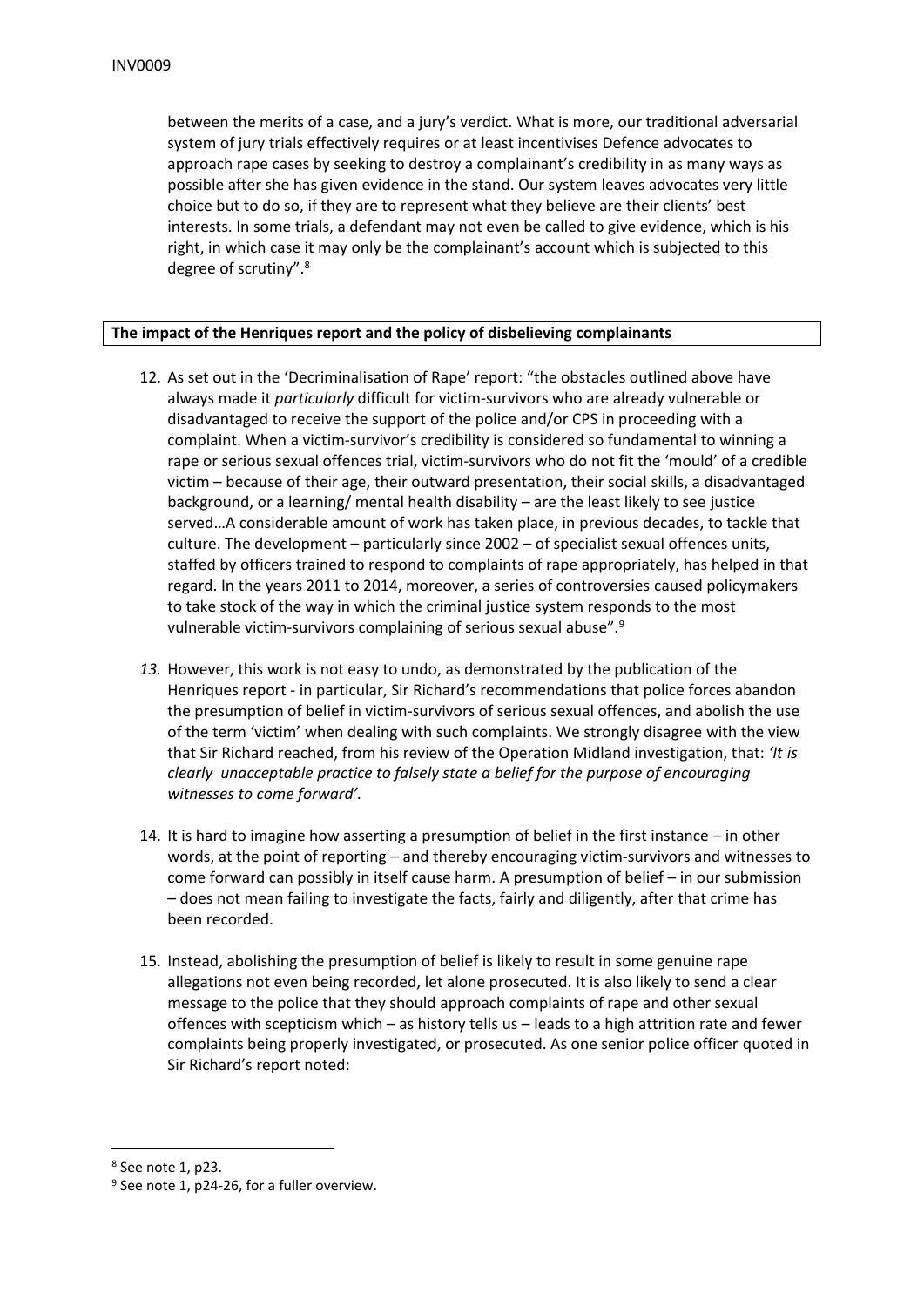between the merits of a case, and a jury's verdict. What is more, our traditional adversarial system of jury trials effectively requires or at least incentivises Defence advocates to approach rape cases by seeking to destroy a complainant's credibility in as many ways as possible after she has given evidence in the stand. Our system leaves advocates very little choice but to do so, if they are to represent what they believe are their clients' best interests. In some trials, a defendant may not even be called to give evidence, which is his right, in which case it may only be the complainant's account which is subjected to this degree of scrutiny".[8]

**The impact of the Henriques report and the policy of disbelieving complainants**

12. As set out in the 'Decriminalisation of Rape' report: "the obstacles outlined above have always made it *particularly* difficult for victim-survivors who are already vulnerable or disadvantaged to receive the support of the police and/or CPS in proceeding with a complaint. When a victim-survivor's credibility is considered so fundamental to winning a rape or serious sexual offences trial, victim-survivors who do not fit the 'mould' of a credible victim – because of their age, their outward presentation, their social skills, a disadvantaged background, or a learning/ mental health disability – are the least likely to see justice served…A considerable amount of work has taken place, in previous decades, to tackle that culture. The development – particularly since 2002 – of specialist sexual offences units, staffed by officers trained to respond to complaints of rape appropriately, has helped in that regard. In the years 2011 to 2014, moreover, a series of controversies caused policymakers to take stock of the way in which the criminal justice system responds to the most vulnerable victim-survivors complaining of serious sexual abuse".[9]

13. However, this work is not easy to undo, as demonstrated by the publication of the Henriques report - in particular, Sir Richard's recommendations that police forces abandon the presumption of belief in victim-survivors of serious sexual offences, and abolish the use of the term 'victim' when dealing with such complaints. We strongly disagree with the view that Sir Richard reached, from his review of the Operation Midland investigation, that: *'It is clearly unacceptable practice to falsely state a belief for the purpose of encouraging witnesses to come forward'*.

14. It is hard to imagine how asserting a presumption of belief in the first instance – in other words, at the point of reporting – and thereby encouraging victim-survivors and witnesses to come forward can possibly in itself cause harm. A presumption of belief – in our submission – does not mean failing to investigate the facts, fairly and diligently, after that crime has been recorded.

15. Instead, abolishing the presumption of belief is likely to result in some genuine rape allegations not even being recorded, let alone prosecuted. It is also likely to send a clear message to the police that they should approach complaints of rape and other sexual offences with scepticism which – as history tells us – leads to a high attrition rate and fewer complaints being properly investigated, or prosecuted. As one senior police officer quoted in Sir Richard's report noted:

---

[8] See note 1, p23.

[9] See note 1, p24-26, for a fuller overview.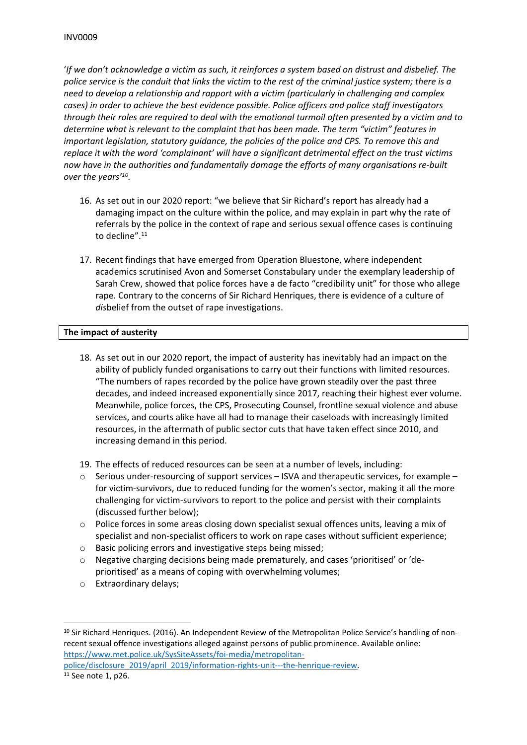'*If we don't acknowledge a victim as such, it reinforces a system based on distrust and disbelief. The police service is the conduit that links the victim to the rest of the criminal justice system; there is a need to develop a relationship and rapport with a victim (particularly in challenging and complex cases) in order to achieve the best evidence possible. Police officers and police staff investigators through their roles are required to deal with the emotional turmoil often presented by a victim and to determine what is relevant to the complaint that has been made. The term "victim" features in important legislation, statutory guidance, the policies of the police and CPS. To remove this and replace it with the word 'complainant' will have a significant detrimental effect on the trust victims now have in the authorities and fundamentally damage the efforts of many organisations re-built over the years'*[10].

16. As set out in our 2020 report: "we believe that Sir Richard's report has already had a damaging impact on the culture within the police, and may explain in part why the rate of referrals by the police in the context of rape and serious sexual offence cases is continuing to decline".[11]

17. Recent findings that have emerged from Operation Bluestone, where independent academics scrutinised Avon and Somerset Constabulary under the exemplary leadership of Sarah Crew, showed that police forces have a de facto "credibility unit" for those who allege rape. Contrary to the concerns of Sir Richard Henriques, there is evidence of a culture of *dis*belief from the outset of rape investigations.

**The impact of austerity**

18. As set out in our 2020 report, the impact of austerity has inevitably had an impact on the ability of publicly funded organisations to carry out their functions with limited resources. "The numbers of rapes recorded by the police have grown steadily over the past three decades, and indeed increased exponentially since 2017, reaching their highest ever volume. Meanwhile, police forces, the CPS, Prosecuting Counsel, frontline sexual violence and abuse services, and courts alike have all had to manage their caseloads with increasingly limited resources, in the aftermath of public sector cuts that have taken effect since 2010, and increasing demand in this period.

19. The effects of reduced resources can be seen at a number of levels, including:
    - Serious under-resourcing of support services – ISVA and therapeutic services, for example – for victim-survivors, due to reduced funding for the women's sector, making it all the more challenging for victim-survivors to report to the police and persist with their complaints (discussed further below);
    - Police forces in some areas closing down specialist sexual offences units, leaving a mix of specialist and non-specialist officers to work on rape cases without sufficient experience;
    - Basic policing errors and investigative steps being missed;
    - Negative charging decisions being made prematurely, and cases 'prioritised' or 'de-prioritised' as a means of coping with overwhelming volumes;
    - Extraordinary delays;

---

[10] Sir Richard Henriques. (2016). An Independent Review of the Metropolitan Police Service's handling of non-recent sexual offence investigations alleged against persons of public prominence. Available online: https://www.met.police.uk/SysSiteAssets/foi-media/metropolitan-police/disclosure_2019/april_2019/information-rights-unit---the-henrique-review.

[11] See note 1, p26.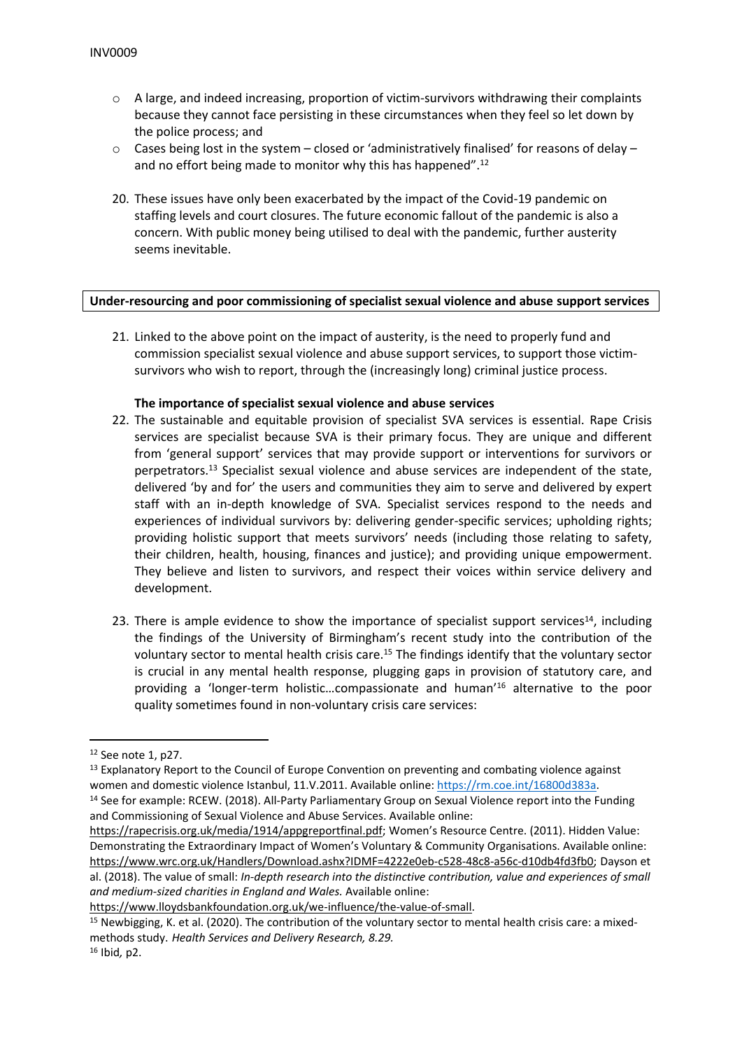- A large, and indeed increasing, proportion of victim-survivors withdrawing their complaints because they cannot face persisting in these circumstances when they feel so let down by the police process; and
- Cases being lost in the system – closed or 'administratively finalised' for reasons of delay – and no effort being made to monitor why this has happened".[12]

20. These issues have only been exacerbated by the impact of the Covid-19 pandemic on staffing levels and court closures. The future economic fallout of the pandemic is also a concern. With public money being utilised to deal with the pandemic, further austerity seems inevitable.

**Under-resourcing and poor commissioning of specialist sexual violence and abuse support services**

21. Linked to the above point on the impact of austerity, is the need to properly fund and commission specialist sexual violence and abuse support services, to support those victim-survivors who wish to report, through the (increasingly long) criminal justice process.

**The importance of specialist sexual violence and abuse services**

22. The sustainable and equitable provision of specialist SVA services is essential. Rape Crisis services are specialist because SVA is their primary focus. They are unique and different from 'general support' services that may provide support or interventions for survivors or perpetrators.[13] Specialist sexual violence and abuse services are independent of the state, delivered 'by and for' the users and communities they aim to serve and delivered by expert staff with an in-depth knowledge of SVA. Specialist services respond to the needs and experiences of individual survivors by: delivering gender-specific services; upholding rights; providing holistic support that meets survivors' needs (including those relating to safety, their children, health, housing, finances and justice); and providing unique empowerment. They believe and listen to survivors, and respect their voices within service delivery and development.

23. There is ample evidence to show the importance of specialist support services[14], including the findings of the University of Birmingham's recent study into the contribution of the voluntary sector to mental health crisis care.[15] The findings identify that the voluntary sector is crucial in any mental health response, plugging gaps in provision of statutory care, and providing a 'longer-term holistic…compassionate and human'[16] alternative to the poor quality sometimes found in non-voluntary crisis care services:

---

[12] See note 1, p27.

[13] Explanatory Report to the Council of Europe Convention on preventing and combating violence against women and domestic violence Istanbul, 11.V.2011. Available online: https://rm.coe.int/16800d383a.

[14] See for example: RCEW. (2018). All-Party Parliamentary Group on Sexual Violence report into the Funding and Commissioning of Sexual Violence and Abuse Services. Available online: https://rapecrisis.org.uk/media/1914/appgreportfinal.pdf; Women's Resource Centre. (2011). Hidden Value: Demonstrating the Extraordinary Impact of Women's Voluntary & Community Organisations. Available online: https://www.wrc.org.uk/Handlers/Download.ashx?IDMF=4222e0eb-c528-48c8-a56c-d10db4fd3fb0; Dayson et al. (2018). The value of small: *In-depth research into the distinctive contribution, value and experiences of small and medium-sized charities in England and Wales.* Available online: https://www.lloydsbankfoundation.org.uk/we-influence/the-value-of-small.

[15] Newbigging, K. et al. (2020). The contribution of the voluntary sector to mental health crisis care: a mixed-methods study. *Health Services and Delivery Research, 8.29.*

[16] Ibid*,* p2.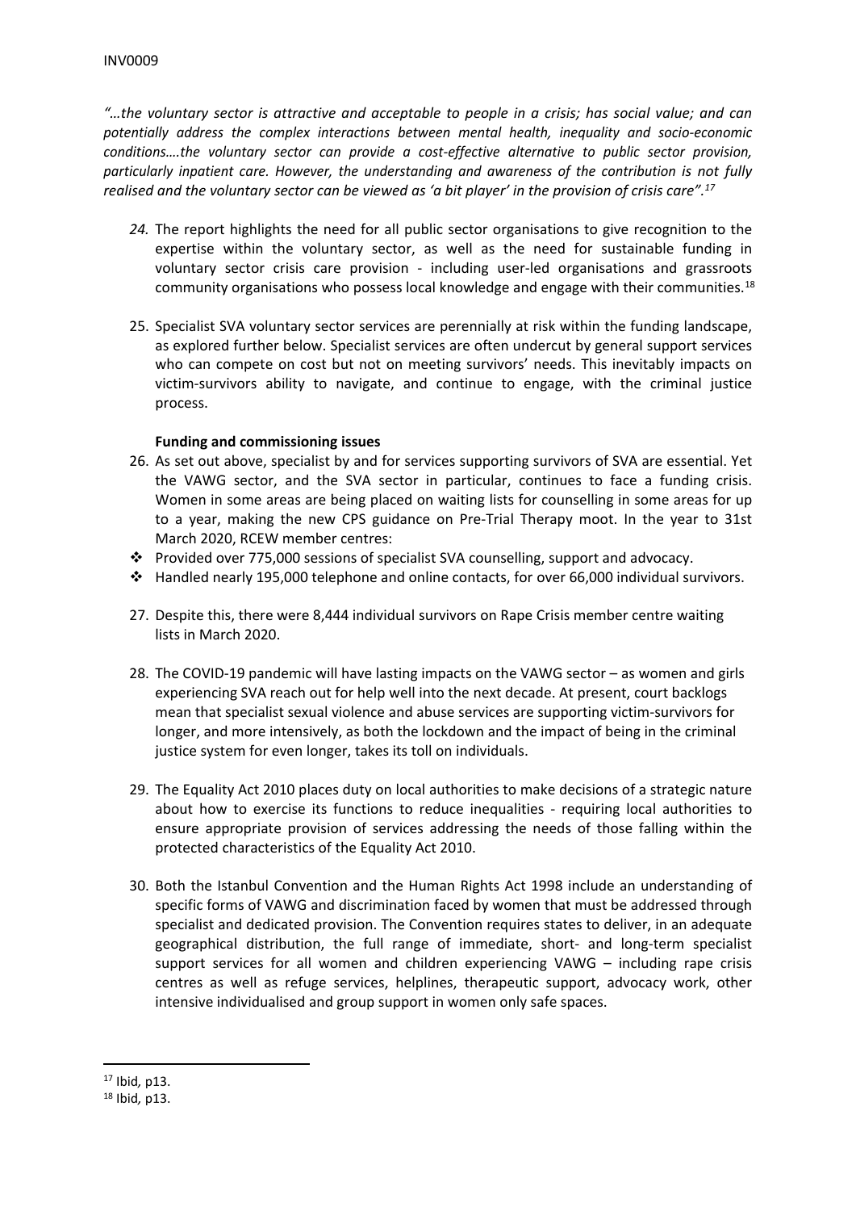*"…the voluntary sector is attractive and acceptable to people in a crisis; has social value; and can potentially address the complex interactions between mental health, inequality and socio-economic conditions….the voluntary sector can provide a cost-effective alternative to public sector provision, particularly inpatient care. However, the understanding and awareness of the contribution is not fully realised and the voluntary sector can be viewed as 'a bit player' in the provision of crisis care".*[17]

24. The report highlights the need for all public sector organisations to give recognition to the expertise within the voluntary sector, as well as the need for sustainable funding in voluntary sector crisis care provision - including user-led organisations and grassroots community organisations who possess local knowledge and engage with their communities.[18]

25. Specialist SVA voluntary sector services are perennially at risk within the funding landscape, as explored further below. Specialist services are often undercut by general support services who can compete on cost but not on meeting survivors' needs. This inevitably impacts on victim-survivors ability to navigate, and continue to engage, with the criminal justice process.

**Funding and commissioning issues**

26. As set out above, specialist by and for services supporting survivors of SVA are essential. Yet the VAWG sector, and the SVA sector in particular, continues to face a funding crisis. Women in some areas are being placed on waiting lists for counselling in some areas for up to a year, making the new CPS guidance on Pre-Trial Therapy moot. In the year to 31st March 2020, RCEW member centres:

- Provided over 775,000 sessions of specialist SVA counselling, support and advocacy.
- Handled nearly 195,000 telephone and online contacts, for over 66,000 individual survivors.

27. Despite this, there were 8,444 individual survivors on Rape Crisis member centre waiting lists in March 2020.

28. The COVID-19 pandemic will have lasting impacts on the VAWG sector – as women and girls experiencing SVA reach out for help well into the next decade. At present, court backlogs mean that specialist sexual violence and abuse services are supporting victim-survivors for longer, and more intensively, as both the lockdown and the impact of being in the criminal justice system for even longer, takes its toll on individuals.

29. The Equality Act 2010 places duty on local authorities to make decisions of a strategic nature about how to exercise its functions to reduce inequalities - requiring local authorities to ensure appropriate provision of services addressing the needs of those falling within the protected characteristics of the Equality Act 2010.

30. Both the Istanbul Convention and the Human Rights Act 1998 include an understanding of specific forms of VAWG and discrimination faced by women that must be addressed through specialist and dedicated provision. The Convention requires states to deliver, in an adequate geographical distribution, the full range of immediate, short- and long-term specialist support services for all women and children experiencing VAWG – including rape crisis centres as well as refuge services, helplines, therapeutic support, advocacy work, other intensive individualised and group support in women only safe spaces.

---

[17] Ibid*,* p13.

[18] Ibid*,* p13.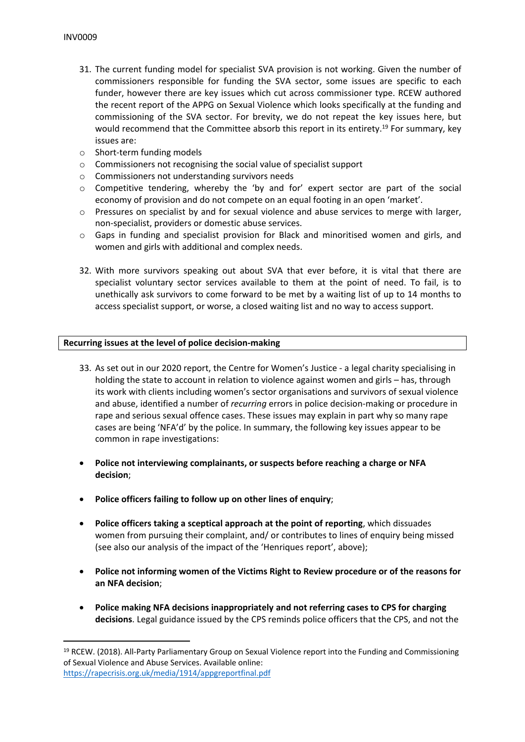31. The current funding model for specialist SVA provision is not working. Given the number of commissioners responsible for funding the SVA sector, some issues are specific to each funder, however there are key issues which cut across commissioner type. RCEW authored the recent report of the APPG on Sexual Violence which looks specifically at the funding and commissioning of the SVA sector. For brevity, we do not repeat the key issues here, but would recommend that the Committee absorb this report in its entirety.[19] For summary, key issues are:

- Short-term funding models
- Commissioners not recognising the social value of specialist support
- Commissioners not understanding survivors needs
- Competitive tendering, whereby the 'by and for' expert sector are part of the social economy of provision and do not compete on an equal footing in an open 'market'.
- Pressures on specialist by and for sexual violence and abuse services to merge with larger, non-specialist, providers or domestic abuse services.
- Gaps in funding and specialist provision for Black and minoritised women and girls, and women and girls with additional and complex needs.

32. With more survivors speaking out about SVA that ever before, it is vital that there are specialist voluntary sector services available to them at the point of need. To fail, is to unethically ask survivors to come forward to be met by a waiting list of up to 14 months to access specialist support, or worse, a closed waiting list and no way to access support.

**Recurring issues at the level of police decision-making**

33. As set out in our 2020 report, the Centre for Women's Justice - a legal charity specialising in holding the state to account in relation to violence against women and girls – has, through its work with clients including women's sector organisations and survivors of sexual violence and abuse, identified a number of *recurring* errors in police decision-making or procedure in rape and serious sexual offence cases. These issues may explain in part why so many rape cases are being 'NFA'd' by the police. In summary, the following key issues appear to be common in rape investigations:

- **Police not interviewing complainants, or suspects before reaching a charge or NFA decision**;
- **Police officers failing to follow up on other lines of enquiry**;
- **Police officers taking a sceptical approach at the point of reporting**, which dissuades women from pursuing their complaint, and/ or contributes to lines of enquiry being missed (see also our analysis of the impact of the 'Henriques report', above);
- **Police not informing women of the Victims Right to Review procedure or of the reasons for an NFA decision**;
- **Police making NFA decisions inappropriately and not referring cases to CPS for charging decisions**. Legal guidance issued by the CPS reminds police officers that the CPS, and not the

[19] RCEW. (2018). All-Party Parliamentary Group on Sexual Violence report into the Funding and Commissioning of Sexual Violence and Abuse Services. Available online: https://rapecrisis.org.uk/media/1914/appgreportfinal.pdf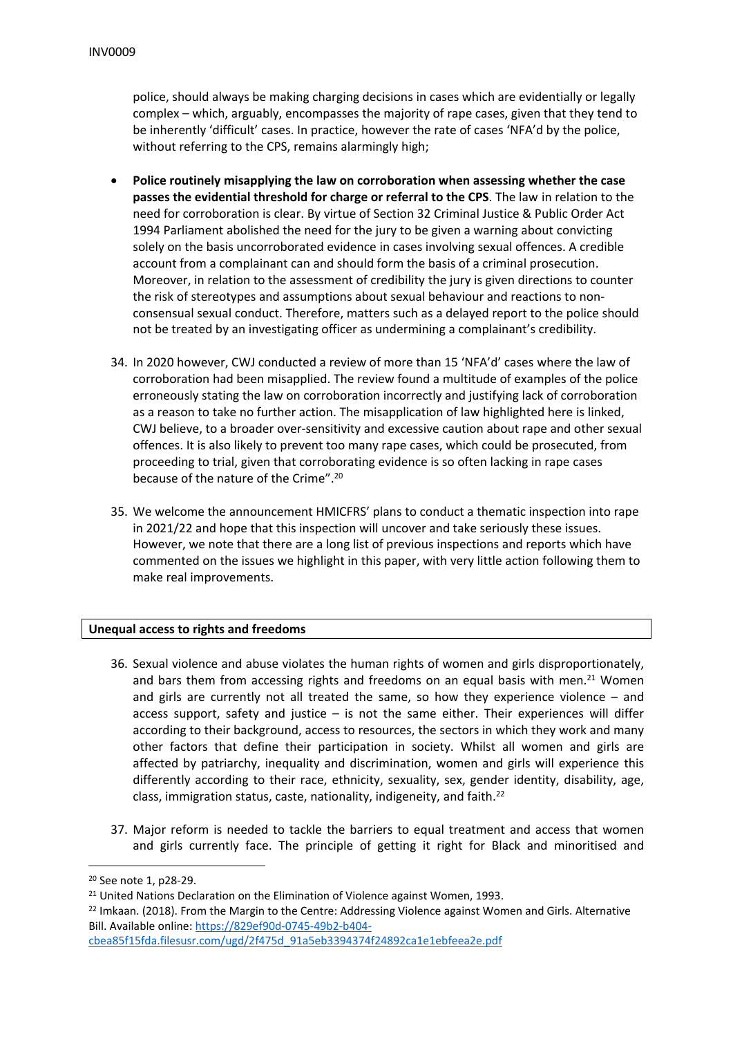police, should always be making charging decisions in cases which are evidentially or legally complex – which, arguably, encompasses the majority of rape cases, given that they tend to be inherently 'difficult' cases. In practice, however the rate of cases 'NFA'd by the police, without referring to the CPS, remains alarmingly high;

- **Police routinely misapplying the law on corroboration when assessing whether the case passes the evidential threshold for charge or referral to the CPS**. The law in relation to the need for corroboration is clear. By virtue of Section 32 Criminal Justice & Public Order Act 1994 Parliament abolished the need for the jury to be given a warning about convicting solely on the basis uncorroborated evidence in cases involving sexual offences. A credible account from a complainant can and should form the basis of a criminal prosecution. Moreover, in relation to the assessment of credibility the jury is given directions to counter the risk of stereotypes and assumptions about sexual behaviour and reactions to non-consensual sexual conduct. Therefore, matters such as a delayed report to the police should not be treated by an investigating officer as undermining a complainant's credibility.

34. In 2020 however, CWJ conducted a review of more than 15 'NFA'd' cases where the law of corroboration had been misapplied. The review found a multitude of examples of the police erroneously stating the law on corroboration incorrectly and justifying lack of corroboration as a reason to take no further action. The misapplication of law highlighted here is linked, CWJ believe, to a broader over-sensitivity and excessive caution about rape and other sexual offences. It is also likely to prevent too many rape cases, which could be prosecuted, from proceeding to trial, given that corroborating evidence is so often lacking in rape cases because of the nature of the Crime".[20]

35. We welcome the announcement HMICFRS' plans to conduct a thematic inspection into rape in 2021/22 and hope that this inspection will uncover and take seriously these issues. However, we note that there are a long list of previous inspections and reports which have commented on the issues we highlight in this paper, with very little action following them to make real improvements.

## Unequal access to rights and freedoms

36. Sexual violence and abuse violates the human rights of women and girls disproportionately, and bars them from accessing rights and freedoms on an equal basis with men.[21] Women and girls are currently not all treated the same, so how they experience violence – and access support, safety and justice – is not the same either. Their experiences will differ according to their background, access to resources, the sectors in which they work and many other factors that define their participation in society. Whilst all women and girls are affected by patriarchy, inequality and discrimination, women and girls will experience this differently according to their race, ethnicity, sexuality, sex, gender identity, disability, age, class, immigration status, caste, nationality, indigeneity, and faith.[22]

37. Major reform is needed to tackle the barriers to equal treatment and access that women and girls currently face. The principle of getting it right for Black and minoritised and

---

[20] See note 1, p28-29.

[21] United Nations Declaration on the Elimination of Violence against Women, 1993.

[22] Imkaan. (2018). From the Margin to the Centre: Addressing Violence against Women and Girls. Alternative Bill. Available online: https://829ef90d-0745-49b2-b404-cbea85f15fda.filesusr.com/ugd/2f475d_91a5eb3394374f24892ca1e1ebfeea2e.pdf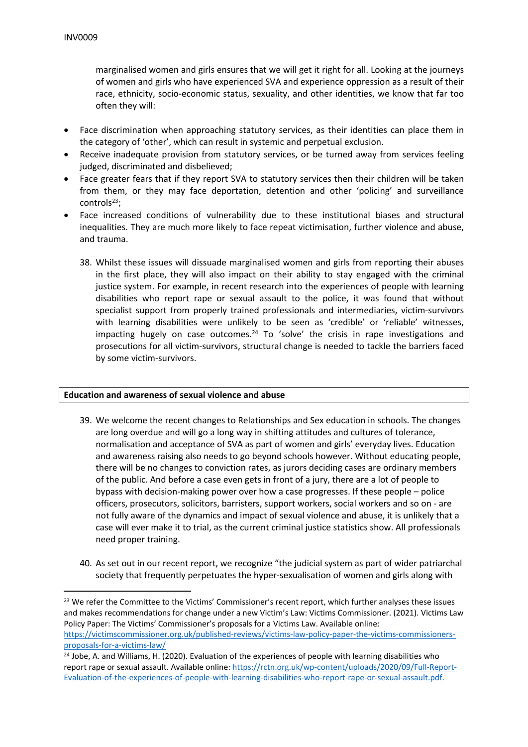marginalised women and girls ensures that we will get it right for all. Looking at the journeys of women and girls who have experienced SVA and experience oppression as a result of their race, ethnicity, socio-economic status, sexuality, and other identities, we know that far too often they will:

- Face discrimination when approaching statutory services, as their identities can place them in the category of 'other', which can result in systemic and perpetual exclusion.
- Receive inadequate provision from statutory services, or be turned away from services feeling judged, discriminated and disbelieved;
- Face greater fears that if they report SVA to statutory services then their children will be taken from them, or they may face deportation, detention and other 'policing' and surveillance controls[23];
- Face increased conditions of vulnerability due to these institutional biases and structural inequalities. They are much more likely to face repeat victimisation, further violence and abuse, and trauma.

38. Whilst these issues will dissuade marginalised women and girls from reporting their abuses in the first place, they will also impact on their ability to stay engaged with the criminal justice system. For example, in recent research into the experiences of people with learning disabilities who report rape or sexual assault to the police, it was found that without specialist support from properly trained professionals and intermediaries, victim-survivors with learning disabilities were unlikely to be seen as 'credible' or 'reliable' witnesses, impacting hugely on case outcomes.[24] To 'solve' the crisis in rape investigations and prosecutions for all victim-survivors, structural change is needed to tackle the barriers faced by some victim-survivors.

**Education and awareness of sexual violence and abuse**

39. We welcome the recent changes to Relationships and Sex education in schools. The changes are long overdue and will go a long way in shifting attitudes and cultures of tolerance, normalisation and acceptance of SVA as part of women and girls' everyday lives. Education and awareness raising also needs to go beyond schools however. Without educating people, there will be no changes to conviction rates, as jurors deciding cases are ordinary members of the public. And before a case even gets in front of a jury, there are a lot of people to bypass with decision-making power over how a case progresses. If these people – police officers, prosecutors, solicitors, barristers, support workers, social workers and so on - are not fully aware of the dynamics and impact of sexual violence and abuse, it is unlikely that a case will ever make it to trial, as the current criminal justice statistics show. All professionals need proper training.

40. As set out in our recent report, we recognize "the judicial system as part of wider patriarchal society that frequently perpetuates the hyper-sexualisation of women and girls along with

---

[23] We refer the Committee to the Victims' Commissioner's recent report, which further analyses these issues and makes recommendations for change under a new Victim's Law: Victims Commissioner. (2021). Victims Law Policy Paper: The Victims' Commissioner's proposals for a Victims Law. Available online: https://victimscommissioner.org.uk/published-reviews/victims-law-policy-paper-the-victims-commissioners-proposals-for-a-victims-law/

[24] Jobe, A. and Williams, H. (2020). Evaluation of the experiences of people with learning disabilities who report rape or sexual assault. Available online: https://rctn.org.uk/wp-content/uploads/2020/09/Full-Report-Evaluation-of-the-experiences-of-people-with-learning-disabilities-who-report-rape-or-sexual-assault.pdf.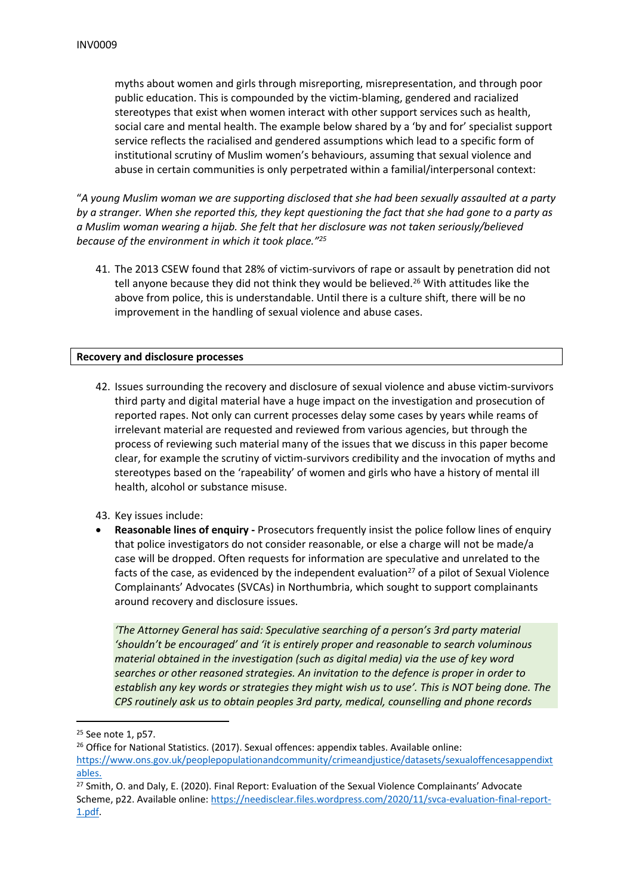myths about women and girls through misreporting, misrepresentation, and through poor public education. This is compounded by the victim-blaming, gendered and racialized stereotypes that exist when women interact with other support services such as health, social care and mental health. The example below shared by a 'by and for' specialist support service reflects the racialised and gendered assumptions which lead to a specific form of institutional scrutiny of Muslim women's behaviours, assuming that sexual violence and abuse in certain communities is only perpetrated within a familial/interpersonal context:

"*A young Muslim woman we are supporting disclosed that she had been sexually assaulted at a party by a stranger. When she reported this, they kept questioning the fact that she had gone to a party as a Muslim woman wearing a hijab. She felt that her disclosure was not taken seriously/believed because of the environment in which it took place.*"[25]

41. The 2013 CSEW found that 28% of victim-survivors of rape or assault by penetration did not tell anyone because they did not think they would be believed.[26] With attitudes like the above from police, this is understandable. Until there is a culture shift, there will be no improvement in the handling of sexual violence and abuse cases.

**Recovery and disclosure processes**

42. Issues surrounding the recovery and disclosure of sexual violence and abuse victim-survivors third party and digital material have a huge impact on the investigation and prosecution of reported rapes. Not only can current processes delay some cases by years while reams of irrelevant material are requested and reviewed from various agencies, but through the process of reviewing such material many of the issues that we discuss in this paper become clear, for example the scrutiny of victim-survivors credibility and the invocation of myths and stereotypes based on the 'rapeability' of women and girls who have a history of mental ill health, alcohol or substance misuse.

43. Key issues include:

- **Reasonable lines of enquiry -** Prosecutors frequently insist the police follow lines of enquiry that police investigators do not consider reasonable, or else a charge will not be made/a case will be dropped. Often requests for information are speculative and unrelated to the facts of the case, as evidenced by the independent evaluation[27] of a pilot of Sexual Violence Complainants' Advocates (SVCAs) in Northumbria, which sought to support complainants around recovery and disclosure issues.

  *'The Attorney General has said: Speculative searching of a person's 3rd party material 'shouldn't be encouraged' and 'it is entirely proper and reasonable to search voluminous material obtained in the investigation (such as digital media) via the use of key word searches or other reasoned strategies. An invitation to the defence is proper in order to establish any key words or strategies they might wish us to use'. This is NOT being done. The CPS routinely ask us to obtain peoples 3rd party, medical, counselling and phone records*

---

[25] See note 1, p57.

[26] Office for National Statistics. (2017). Sexual offences: appendix tables. Available online: https://www.ons.gov.uk/peoplepopulationandcommunity/crimeandjustice/datasets/sexualoffencesappendixtables.

[27] Smith, O. and Daly, E. (2020). Final Report: Evaluation of the Sexual Violence Complainants' Advocate Scheme, p22. Available online: https://needisclear.files.wordpress.com/2020/11/svca-evaluation-final-report-1.pdf.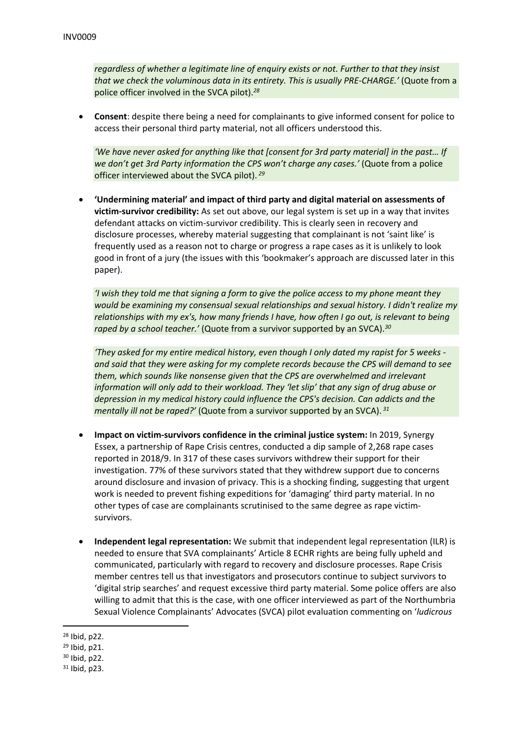*regardless of whether a legitimate line of enquiry exists or not. Further to that they insist that we check the voluminous data in its entirety. This is usually PRE-CHARGE.'* (Quote from a police officer involved in the SVCA pilot).[28]

- **Consent**: despite there being a need for complainants to give informed consent for police to access their personal third party material, not all officers understood this.

  *'We have never asked for anything like that [consent for 3rd party material] in the past… If we don't get 3rd Party information the CPS won't charge any cases.'* (Quote from a police officer interviewed about the SVCA pilot).[29]

- **'Undermining material' and impact of third party and digital material on assessments of victim-survivor credibility:** As set out above, our legal system is set up in a way that invites defendant attacks on victim-survivor credibility. This is clearly seen in recovery and disclosure processes, whereby material suggesting that complainant is not 'saint like' is frequently used as a reason not to charge or progress a rape cases as it is unlikely to look good in front of a jury (the issues with this 'bookmaker's approach are discussed later in this paper).

  *'I wish they told me that signing a form to give the police access to my phone meant they would be examining my consensual sexual relationships and sexual history. I didn't realize my relationships with my ex's, how many friends I have, how often I go out, is relevant to being raped by a school teacher.'* (Quote from a survivor supported by an SVCA).[30]

  *'They asked for my entire medical history, even though I only dated my rapist for 5 weeks - and said that they were asking for my complete records because the CPS will demand to see them, which sounds like nonsense given that the CPS are overwhelmed and irrelevant information will only add to their workload. They 'let slip' that any sign of drug abuse or depression in my medical history could influence the CPS's decision. Can addicts and the mentally ill not be raped?'* (Quote from a survivor supported by an SVCA).[31]

- **Impact on victim-survivors confidence in the criminal justice system:** In 2019, Synergy Essex, a partnership of Rape Crisis centres, conducted a dip sample of 2,268 rape cases reported in 2018/9. In 317 of these cases survivors withdrew their support for their investigation. 77% of these survivors stated that they withdrew support due to concerns around disclosure and invasion of privacy. This is a shocking finding, suggesting that urgent work is needed to prevent fishing expeditions for 'damaging' third party material. In no other types of case are complainants scrutinised to the same degree as rape victim-survivors.

- **Independent legal representation:** We submit that independent legal representation (ILR) is needed to ensure that SVA complainants' Article 8 ECHR rights are being fully upheld and communicated, particularly with regard to recovery and disclosure processes. Rape Crisis member centres tell us that investigators and prosecutors continue to subject survivors to 'digital strip searches' and request excessive third party material. Some police offers are also willing to admit that this is the case, with one officer interviewed as part of the Northumbria Sexual Violence Complainants' Advocates (SVCA) pilot evaluation commenting on '*ludicrous*

[28] Ibid, p22.
[29] Ibid, p21.
[30] Ibid, p22.
[31] Ibid, p23.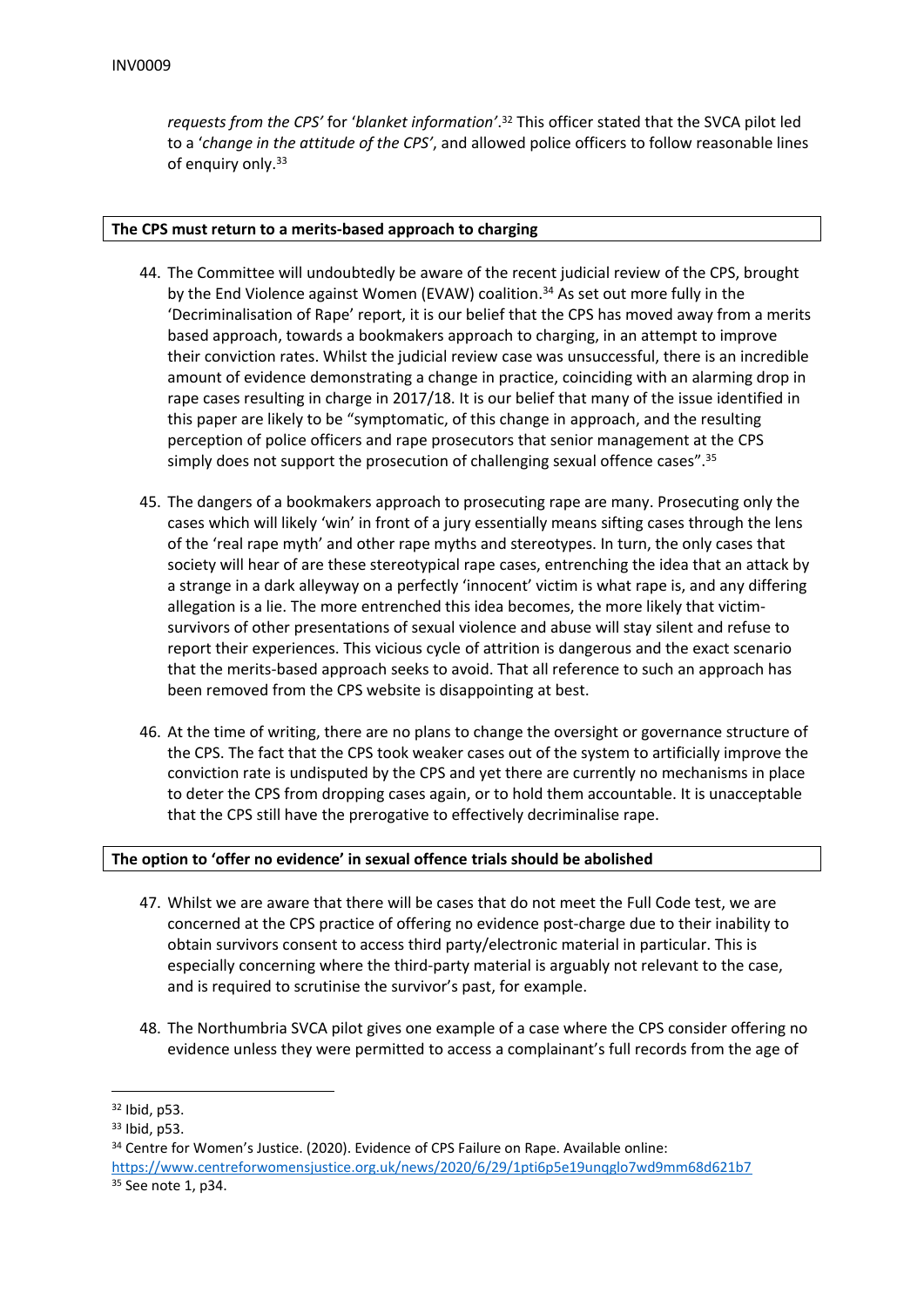*requests from the CPS'* for '*blanket information'*.[32] This officer stated that the SVCA pilot led to a '*change in the attitude of the CPS'*, and allowed police officers to follow reasonable lines of enquiry only.[33]

**The CPS must return to a merits-based approach to charging**

44. The Committee will undoubtedly be aware of the recent judicial review of the CPS, brought by the End Violence against Women (EVAW) coalition.[34] As set out more fully in the 'Decriminalisation of Rape' report, it is our belief that the CPS has moved away from a merits based approach, towards a bookmakers approach to charging, in an attempt to improve their conviction rates. Whilst the judicial review case was unsuccessful, there is an incredible amount of evidence demonstrating a change in practice, coinciding with an alarming drop in rape cases resulting in charge in 2017/18. It is our belief that many of the issue identified in this paper are likely to be "symptomatic, of this change in approach, and the resulting perception of police officers and rape prosecutors that senior management at the CPS simply does not support the prosecution of challenging sexual offence cases".[35]

45. The dangers of a bookmakers approach to prosecuting rape are many. Prosecuting only the cases which will likely 'win' in front of a jury essentially means sifting cases through the lens of the 'real rape myth' and other rape myths and stereotypes. In turn, the only cases that society will hear of are these stereotypical rape cases, entrenching the idea that an attack by a strange in a dark alleyway on a perfectly 'innocent' victim is what rape is, and any differing allegation is a lie. The more entrenched this idea becomes, the more likely that victim-survivors of other presentations of sexual violence and abuse will stay silent and refuse to report their experiences. This vicious cycle of attrition is dangerous and the exact scenario that the merits-based approach seeks to avoid. That all reference to such an approach has been removed from the CPS website is disappointing at best.

46. At the time of writing, there are no plans to change the oversight or governance structure of the CPS. The fact that the CPS took weaker cases out of the system to artificially improve the conviction rate is undisputed by the CPS and yet there are currently no mechanisms in place to deter the CPS from dropping cases again, or to hold them accountable. It is unacceptable that the CPS still have the prerogative to effectively decriminalise rape.

**The option to 'offer no evidence' in sexual offence trials should be abolished**

47. Whilst we are aware that there will be cases that do not meet the Full Code test, we are concerned at the CPS practice of offering no evidence post-charge due to their inability to obtain survivors consent to access third party/electronic material in particular. This is especially concerning where the third-party material is arguably not relevant to the case, and is required to scrutinise the survivor's past, for example.

48. The Northumbria SVCA pilot gives one example of a case where the CPS consider offering no evidence unless they were permitted to access a complainant's full records from the age of

---

[32] Ibid, p53.

[33] Ibid, p53.

[34] Centre for Women's Justice. (2020). Evidence of CPS Failure on Rape. Available online: https://www.centreforwomensjustice.org.uk/news/2020/6/29/1pti6p5e19unqglo7wd9mm68d621b7

[35] See note 1, p34.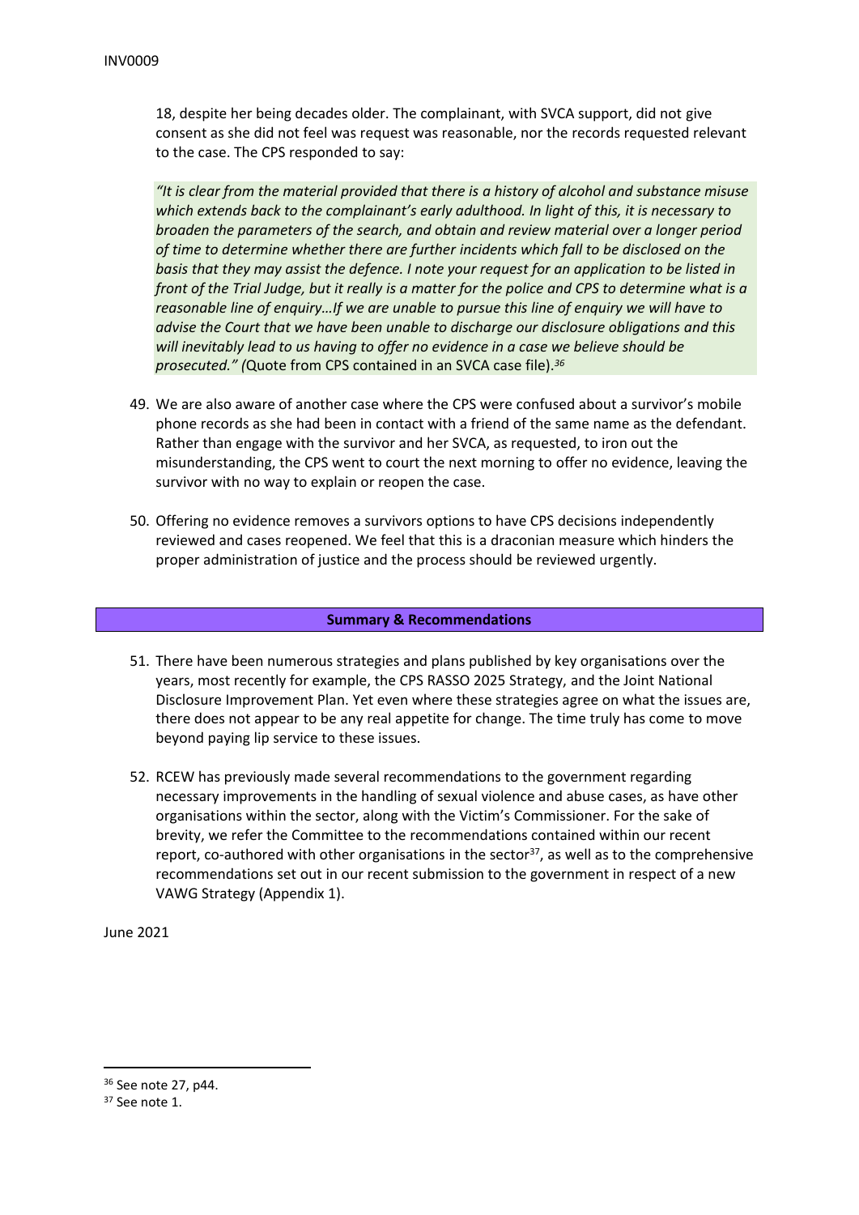18, despite her being decades older. The complainant, with SVCA support, did not give consent as she did not feel was request was reasonable, nor the records requested relevant to the case. The CPS responded to say:

> *"It is clear from the material provided that there is a history of alcohol and substance misuse which extends back to the complainant's early adulthood. In light of this, it is necessary to broaden the parameters of the search, and obtain and review material over a longer period of time to determine whether there are further incidents which fall to be disclosed on the basis that they may assist the defence. I note your request for an application to be listed in front of the Trial Judge, but it really is a matter for the police and CPS to determine what is a reasonable line of enquiry…If we are unable to pursue this line of enquiry we will have to advise the Court that we have been unable to discharge our disclosure obligations and this will inevitably lead to us having to offer no evidence in a case we believe should be prosecuted." (*Quote from CPS contained in an SVCA case file).[36]

49. We are also aware of another case where the CPS were confused about a survivor's mobile phone records as she had been in contact with a friend of the same name as the defendant. Rather than engage with the survivor and her SVCA, as requested, to iron out the misunderstanding, the CPS went to court the next morning to offer no evidence, leaving the survivor with no way to explain or reopen the case.

50. Offering no evidence removes a survivors options to have CPS decisions independently reviewed and cases reopened. We feel that this is a draconian measure which hinders the proper administration of justice and the process should be reviewed urgently.

## Summary & Recommendations

51. There have been numerous strategies and plans published by key organisations over the years, most recently for example, the CPS RASSO 2025 Strategy, and the Joint National Disclosure Improvement Plan. Yet even where these strategies agree on what the issues are, there does not appear to be any real appetite for change. The time truly has come to move beyond paying lip service to these issues.

52. RCEW has previously made several recommendations to the government regarding necessary improvements in the handling of sexual violence and abuse cases, as have other organisations within the sector, along with the Victim's Commissioner. For the sake of brevity, we refer the Committee to the recommendations contained within our recent report, co-authored with other organisations in the sector[37], as well as to the comprehensive recommendations set out in our recent submission to the government in respect of a new VAWG Strategy (Appendix 1).

June 2021

[36] See note 27, p44.

[37] See note 1.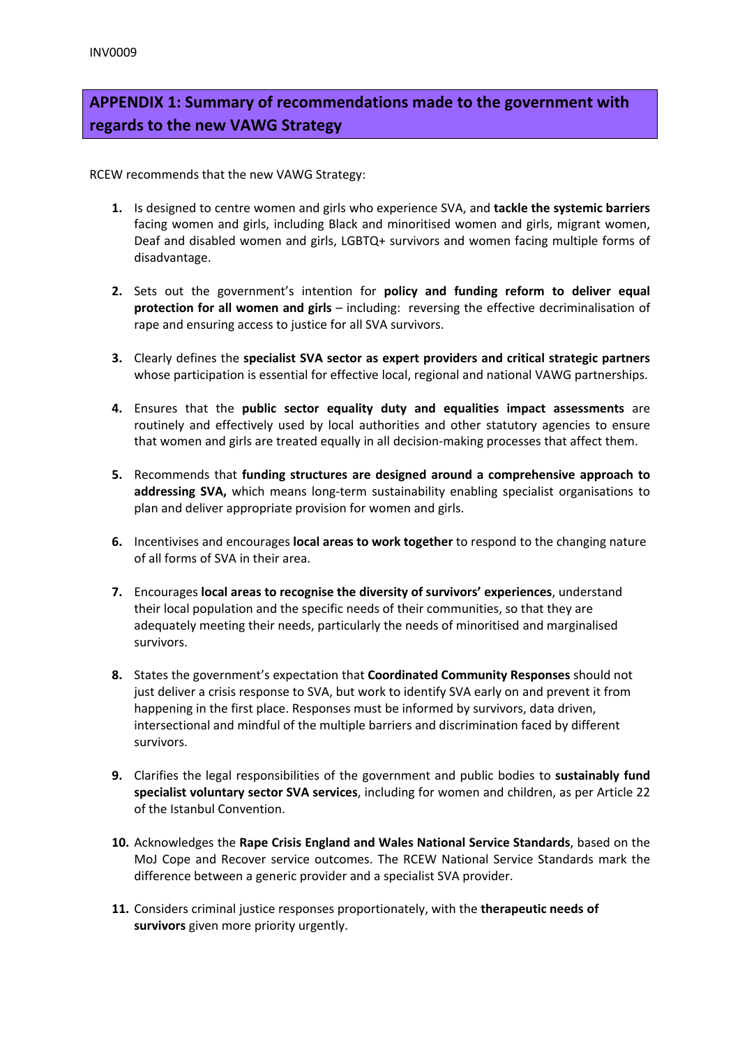## APPENDIX 1: Summary of recommendations made to the government with regards to the new VAWG Strategy

RCEW recommends that the new VAWG Strategy:

1. Is designed to centre women and girls who experience SVA, and **tackle the systemic barriers** facing women and girls, including Black and minoritised women and girls, migrant women, Deaf and disabled women and girls, LGBTQ+ survivors and women facing multiple forms of disadvantage.

2. Sets out the government's intention for **policy and funding reform to deliver equal protection for all women and girls** – including: reversing the effective decriminalisation of rape and ensuring access to justice for all SVA survivors.

3. Clearly defines the **specialist SVA sector as expert providers and critical strategic partners** whose participation is essential for effective local, regional and national VAWG partnerships.

4. Ensures that the **public sector equality duty and equalities impact assessments** are routinely and effectively used by local authorities and other statutory agencies to ensure that women and girls are treated equally in all decision-making processes that affect them.

5. Recommends that **funding structures are designed around a comprehensive approach to addressing SVA,** which means long-term sustainability enabling specialist organisations to plan and deliver appropriate provision for women and girls.

6. Incentivises and encourages **local areas to work together** to respond to the changing nature of all forms of SVA in their area.

7. Encourages **local areas to recognise the diversity of survivors' experiences**, understand their local population and the specific needs of their communities, so that they are adequately meeting their needs, particularly the needs of minoritised and marginalised survivors.

8. States the government's expectation that **Coordinated Community Responses** should not just deliver a crisis response to SVA, but work to identify SVA early on and prevent it from happening in the first place. Responses must be informed by survivors, data driven, intersectional and mindful of the multiple barriers and discrimination faced by different survivors.

9. Clarifies the legal responsibilities of the government and public bodies to **sustainably fund specialist voluntary sector SVA services**, including for women and children, as per Article 22 of the Istanbul Convention.

10. Acknowledges the **Rape Crisis England and Wales National Service Standards**, based on the MoJ Cope and Recover service outcomes. The RCEW National Service Standards mark the difference between a generic provider and a specialist SVA provider.

11. Considers criminal justice responses proportionately, with the **therapeutic needs of survivors** given more priority urgently.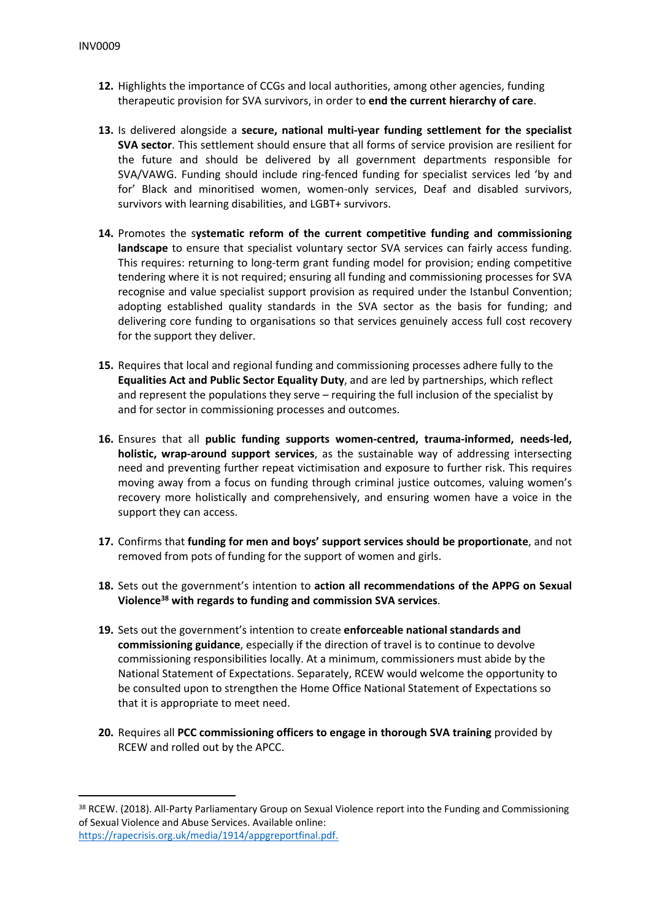12. Highlights the importance of CCGs and local authorities, among other agencies, funding therapeutic provision for SVA survivors, in order to **end the current hierarchy of care**.

13. Is delivered alongside a **secure, national multi-year funding settlement for the specialist SVA sector**. This settlement should ensure that all forms of service provision are resilient for the future and should be delivered by all government departments responsible for SVA/VAWG. Funding should include ring-fenced funding for specialist services led 'by and for' Black and minoritised women, women-only services, Deaf and disabled survivors, survivors with learning disabilities, and LGBT+ survivors.

14. Promotes the s**ystematic reform of the current competitive funding and commissioning landscape** to ensure that specialist voluntary sector SVA services can fairly access funding. This requires: returning to long-term grant funding model for provision; ending competitive tendering where it is not required; ensuring all funding and commissioning processes for SVA recognise and value specialist support provision as required under the Istanbul Convention; adopting established quality standards in the SVA sector as the basis for funding; and delivering core funding to organisations so that services genuinely access full cost recovery for the support they deliver.

15. Requires that local and regional funding and commissioning processes adhere fully to the **Equalities Act and Public Sector Equality Duty**, and are led by partnerships, which reflect and represent the populations they serve – requiring the full inclusion of the specialist by and for sector in commissioning processes and outcomes.

16. Ensures that all **public funding supports women-centred, trauma-informed, needs-led, holistic, wrap-around support services**, as the sustainable way of addressing intersecting need and preventing further repeat victimisation and exposure to further risk. This requires moving away from a focus on funding through criminal justice outcomes, valuing women's recovery more holistically and comprehensively, and ensuring women have a voice in the support they can access.

17. Confirms that **funding for men and boys' support services should be proportionate**, and not removed from pots of funding for the support of women and girls.

18. Sets out the government's intention to **action all recommendations of the APPG on Sexual Violence[38] with regards to funding and commission SVA services**.

19. Sets out the government's intention to create **enforceable national standards and commissioning guidance**, especially if the direction of travel is to continue to devolve commissioning responsibilities locally. At a minimum, commissioners must abide by the National Statement of Expectations. Separately, RCEW would welcome the opportunity to be consulted upon to strengthen the Home Office National Statement of Expectations so that it is appropriate to meet need.

20. Requires all **PCC commissioning officers to engage in thorough SVA training** provided by RCEW and rolled out by the APCC.

---

[38] RCEW. (2018). All-Party Parliamentary Group on Sexual Violence report into the Funding and Commissioning of Sexual Violence and Abuse Services. Available online: https://rapecrisis.org.uk/media/1914/appgreportfinal.pdf.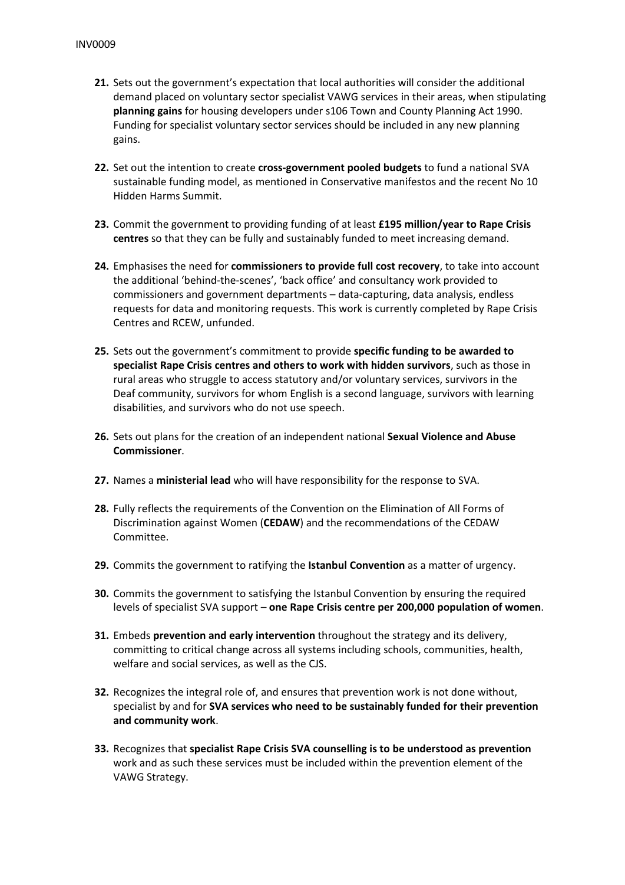21. Sets out the government's expectation that local authorities will consider the additional demand placed on voluntary sector specialist VAWG services in their areas, when stipulating **planning gains** for housing developers under s106 Town and County Planning Act 1990. Funding for specialist voluntary sector services should be included in any new planning gains.

22. Set out the intention to create **cross-government pooled budgets** to fund a national SVA sustainable funding model, as mentioned in Conservative manifestos and the recent No 10 Hidden Harms Summit.

23. Commit the government to providing funding of at least **£195 million/year to Rape Crisis centres** so that they can be fully and sustainably funded to meet increasing demand.

24. Emphasises the need for **commissioners to provide full cost recovery**, to take into account the additional 'behind-the-scenes', 'back office' and consultancy work provided to commissioners and government departments – data-capturing, data analysis, endless requests for data and monitoring requests. This work is currently completed by Rape Crisis Centres and RCEW, unfunded.

25. Sets out the government's commitment to provide **specific funding to be awarded to specialist Rape Crisis centres and others to work with hidden survivors**, such as those in rural areas who struggle to access statutory and/or voluntary services, survivors in the Deaf community, survivors for whom English is a second language, survivors with learning disabilities, and survivors who do not use speech.

26. Sets out plans for the creation of an independent national **Sexual Violence and Abuse Commissioner**.

27. Names a **ministerial lead** who will have responsibility for the response to SVA.

28. Fully reflects the requirements of the Convention on the Elimination of All Forms of Discrimination against Women (**CEDAW**) and the recommendations of the CEDAW Committee.

29. Commits the government to ratifying the **Istanbul Convention** as a matter of urgency.

30. Commits the government to satisfying the Istanbul Convention by ensuring the required levels of specialist SVA support – **one Rape Crisis centre per 200,000 population of women**.

31. Embeds **prevention and early intervention** throughout the strategy and its delivery, committing to critical change across all systems including schools, communities, health, welfare and social services, as well as the CJS.

32. Recognizes the integral role of, and ensures that prevention work is not done without, specialist by and for **SVA services who need to be sustainably funded for their prevention and community work**.

33. Recognizes that **specialist Rape Crisis SVA counselling is to be understood as prevention** work and as such these services must be included within the prevention element of the VAWG Strategy.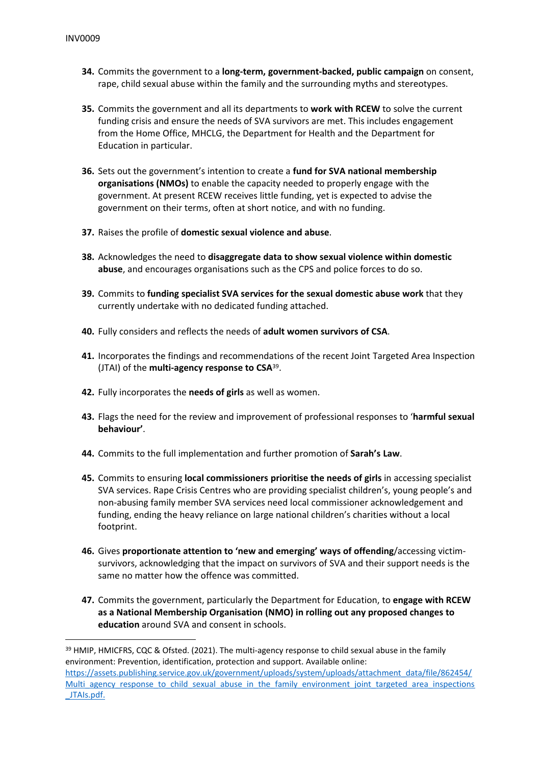34. Commits the government to a **long-term, government-backed, public campaign** on consent, rape, child sexual abuse within the family and the surrounding myths and stereotypes.

35. Commits the government and all its departments to **work with RCEW** to solve the current funding crisis and ensure the needs of SVA survivors are met. This includes engagement from the Home Office, MHCLG, the Department for Health and the Department for Education in particular.

36. Sets out the government's intention to create a **fund for SVA national membership organisations (NMOs)** to enable the capacity needed to properly engage with the government. At present RCEW receives little funding, yet is expected to advise the government on their terms, often at short notice, and with no funding.

37. Raises the profile of **domestic sexual violence and abuse**.

38. Acknowledges the need to **disaggregate data to show sexual violence within domestic abuse**, and encourages organisations such as the CPS and police forces to do so.

39. Commits to **funding specialist SVA services for the sexual domestic abuse work** that they currently undertake with no dedicated funding attached.

40. Fully considers and reflects the needs of **adult women survivors of CSA**.

41. Incorporates the findings and recommendations of the recent Joint Targeted Area Inspection (JTAI) of the **multi-agency response to CSA**[39].

42. Fully incorporates the **needs of girls** as well as women.

43. Flags the need for the review and improvement of professional responses to '**harmful sexual behaviour'**.

44. Commits to the full implementation and further promotion of **Sarah's Law**.

45. Commits to ensuring **local commissioners prioritise the needs of girls** in accessing specialist SVA services. Rape Crisis Centres who are providing specialist children's, young people's and non-abusing family member SVA services need local commissioner acknowledgement and funding, ending the heavy reliance on large national children's charities without a local footprint.

46. Gives **proportionate attention to 'new and emerging' ways of offending**/accessing victim-survivors, acknowledging that the impact on survivors of SVA and their support needs is the same no matter how the offence was committed.

47. Commits the government, particularly the Department for Education, to **engage with RCEW as a National Membership Organisation (NMO) in rolling out any proposed changes to education** around SVA and consent in schools.

---

[39] HMIP, HMICFRS, CQC & Ofsted. (2021). The multi-agency response to child sexual abuse in the family environment: Prevention, identification, protection and support. Available online: https://assets.publishing.service.gov.uk/government/uploads/system/uploads/attachment_data/file/862454/Multi_agency_response_to_child_sexual_abuse_in_the_family_environment_joint_targeted_area_inspections_JTAIs.pdf.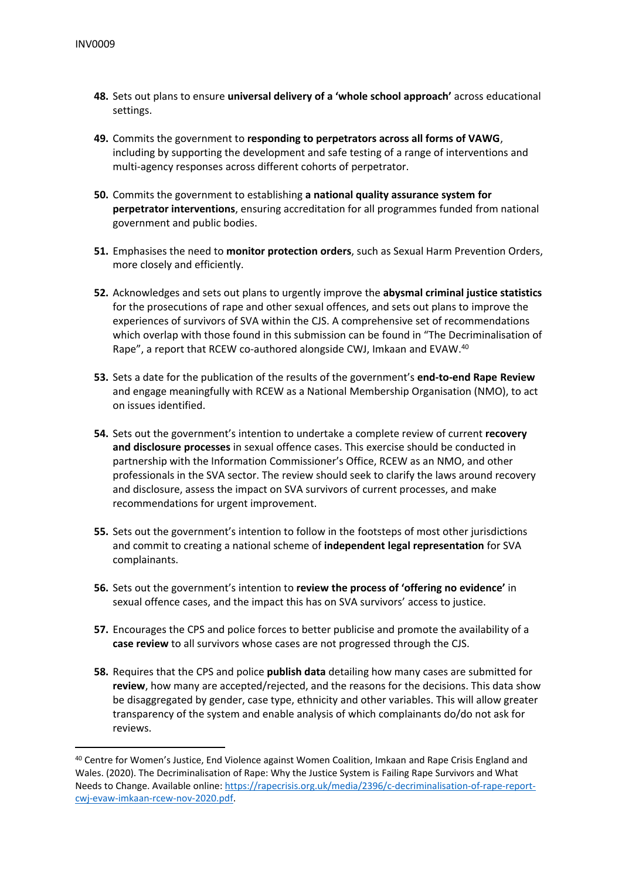48. Sets out plans to ensure **universal delivery of a 'whole school approach'** across educational settings.

49. Commits the government to **responding to perpetrators across all forms of VAWG**, including by supporting the development and safe testing of a range of interventions and multi-agency responses across different cohorts of perpetrator.

50. Commits the government to establishing **a national quality assurance system for perpetrator interventions**, ensuring accreditation for all programmes funded from national government and public bodies.

51. Emphasises the need to **monitor protection orders**, such as Sexual Harm Prevention Orders, more closely and efficiently.

52. Acknowledges and sets out plans to urgently improve the **abysmal criminal justice statistics** for the prosecutions of rape and other sexual offences, and sets out plans to improve the experiences of survivors of SVA within the CJS. A comprehensive set of recommendations which overlap with those found in this submission can be found in "The Decriminalisation of Rape", a report that RCEW co-authored alongside CWJ, Imkaan and EVAW.[40]

53. Sets a date for the publication of the results of the government's **end-to-end Rape Review** and engage meaningfully with RCEW as a National Membership Organisation (NMO), to act on issues identified.

54. Sets out the government's intention to undertake a complete review of current **recovery and disclosure processes** in sexual offence cases. This exercise should be conducted in partnership with the Information Commissioner's Office, RCEW as an NMO, and other professionals in the SVA sector. The review should seek to clarify the laws around recovery and disclosure, assess the impact on SVA survivors of current processes, and make recommendations for urgent improvement.

55. Sets out the government's intention to follow in the footsteps of most other jurisdictions and commit to creating a national scheme of **independent legal representation** for SVA complainants.

56. Sets out the government's intention to **review the process of 'offering no evidence'** in sexual offence cases, and the impact this has on SVA survivors' access to justice.

57. Encourages the CPS and police forces to better publicise and promote the availability of a **case review** to all survivors whose cases are not progressed through the CJS.

58. Requires that the CPS and police **publish data** detailing how many cases are submitted for **review**, how many are accepted/rejected, and the reasons for the decisions. This data show be disaggregated by gender, case type, ethnicity and other variables. This will allow greater transparency of the system and enable analysis of which complainants do/do not ask for reviews.

---

[40] Centre for Women's Justice, End Violence against Women Coalition, Imkaan and Rape Crisis England and Wales. (2020). The Decriminalisation of Rape: Why the Justice System is Failing Rape Survivors and What Needs to Change. Available online: https://rapecrisis.org.uk/media/2396/c-decriminalisation-of-rape-report-cwj-evaw-imkaan-rcew-nov-2020.pdf.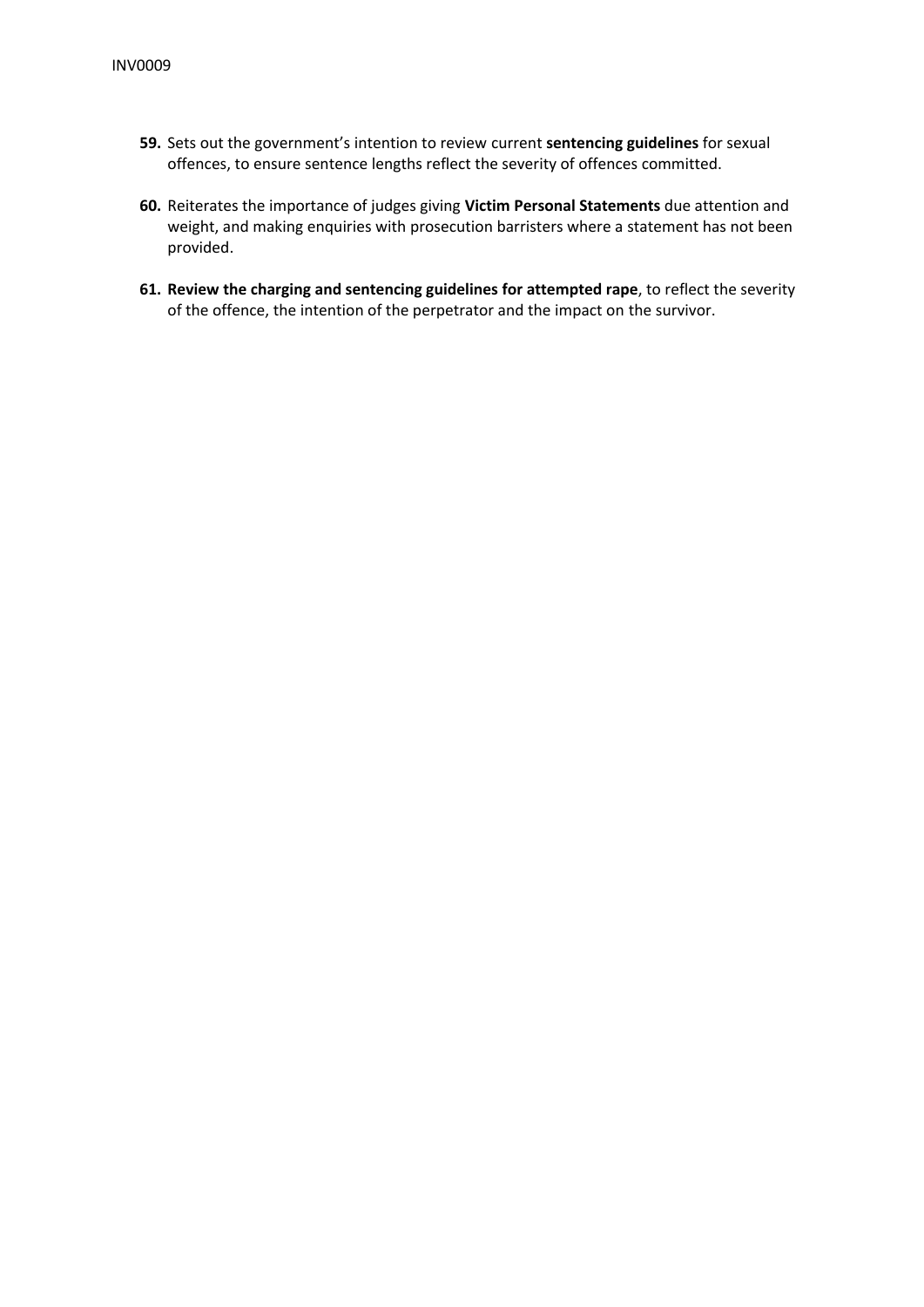59. Sets out the government's intention to review current **sentencing guidelines** for sexual offences, to ensure sentence lengths reflect the severity of offences committed.

60. Reiterates the importance of judges giving **Victim Personal Statements** due attention and weight, and making enquiries with prosecution barristers where a statement has not been provided.

61. **Review the charging and sentencing guidelines for attempted rape**, to reflect the severity of the offence, the intention of the perpetrator and the impact on the survivor.